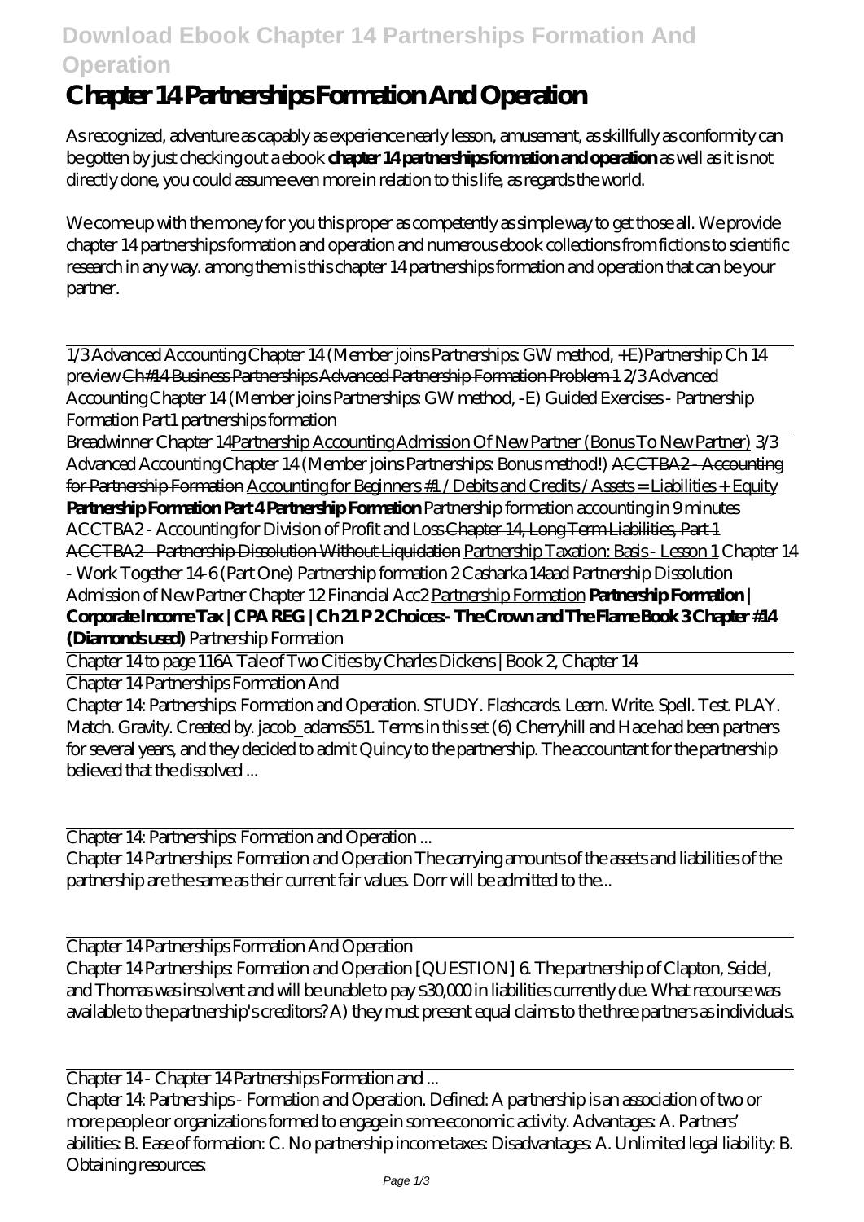# Chapter 14 Partnerships Formation And Operation

As recognized, adventure as capably as experience nearly lesson, amusement, as skillfully as conformity can be gotten by just checking out a ebook **chapter 14 partnerships formation and operation** as well as it is not directly done, you could assume even more in relation to this life, as regards the world.

We come up with the money for you this proper as competently as simple way to get those all. We provide chapter 14 partnerships formation and operation and numerous ebook collections from fictions to scientific research in any way. among them is this chapter 14 partnerships formation and operation that can be your partner.

---

1/3 Advanced Accounting Chapter 14 (Member joins Partnerships: GW method, +E) *Partnership Ch 14 preview* ~~Ch#14 Business Partnerships Advanced Partnership Formation Problem 1~~ *2/3 Advanced Accounting Chapter 14 (Member joins Partnerships: GW method, -E)* *Guided Exercises - Partnership Formation Part1* *partnerships formation*

---

*Breadwinner Chapter 14* Partnership Accounting Admission Of New Partner (Bonus To New Partner) *3/3 Advanced Accounting Chapter 14 (Member joins Partnerships: Bonus method!)* ~~ACCTBA2 - Accounting for Partnership Formation~~ Accounting for Beginners #1 / Debits and Credits / Assets = Liabilities + Equity **Partnership Formation Part 4 Partnership Formation** *Partnership formation accounting in 9 minutes* *ACCTBA2 - Accounting for Division of Profit and Loss* ~~Chapter 14, Long Term Liabilities, Part 1~~ ~~ACCTBA2 - Partnership Dissolution Without Liquidation~~ Partnership Taxation: Basis - Lesson 1 *Chapter 14 - Work Together 14-6 (Part One)* *Partnership formation 2* *Casharka 14aad Partnership Dissolution Admission of New Partner Chapter 12 Financial Acc2* Partnership Formation **Partnership Formation | Corporate Income Tax | CPA REG | Ch 21 P 2 Choices:- The Crown and The Flame Book 3 Chapter #14 (Diamonds used)** ~~Partnership Formation~~

---

Chapter 14 to page 116*A Tale of Two Cities by Charles Dickens | Book 2, Chapter 14*

---

Chapter 14 Partnerships Formation And

Chapter 14: Partnerships: Formation and Operation. STUDY. Flashcards. Learn. Write. Spell. Test. PLAY. Match. Gravity. Created by. jacob_adams551. Terms in this set (6) Cherryhill and Hace had been partners for several years, and they decided to admit Quincy to the partnership. The accountant for the partnership believed that the dissolved ...

---

Chapter 14: Partnerships: Formation and Operation ...

Chapter 14 Partnerships: Formation and Operation The carrying amounts of the assets and liabilities of the partnership are the same as their current fair values. Dorr will be admitted to the...

---

Chapter 14 Partnerships Formation And Operation

Chapter 14 Partnerships: Formation and Operation [QUESTION] 6. The partnership of Clapton, Seidel, and Thomas was insolvent and will be unable to pay $30,000 in liabilities currently due. What recourse was available to the partnership's creditors? A) they must present equal claims to the three partners as individuals.

---

Chapter 14 - Chapter 14 Partnerships Formation and ...

Chapter 14: Partnerships - Formation and Operation. Defined: A partnership is an association of two or more people or organizations formed to engage in some economic activity. Advantages: A. Partners' abilities: B. Ease of formation: C. No partnership income taxes: Disadvantages: A. Unlimited legal liability: B. Obtaining resources: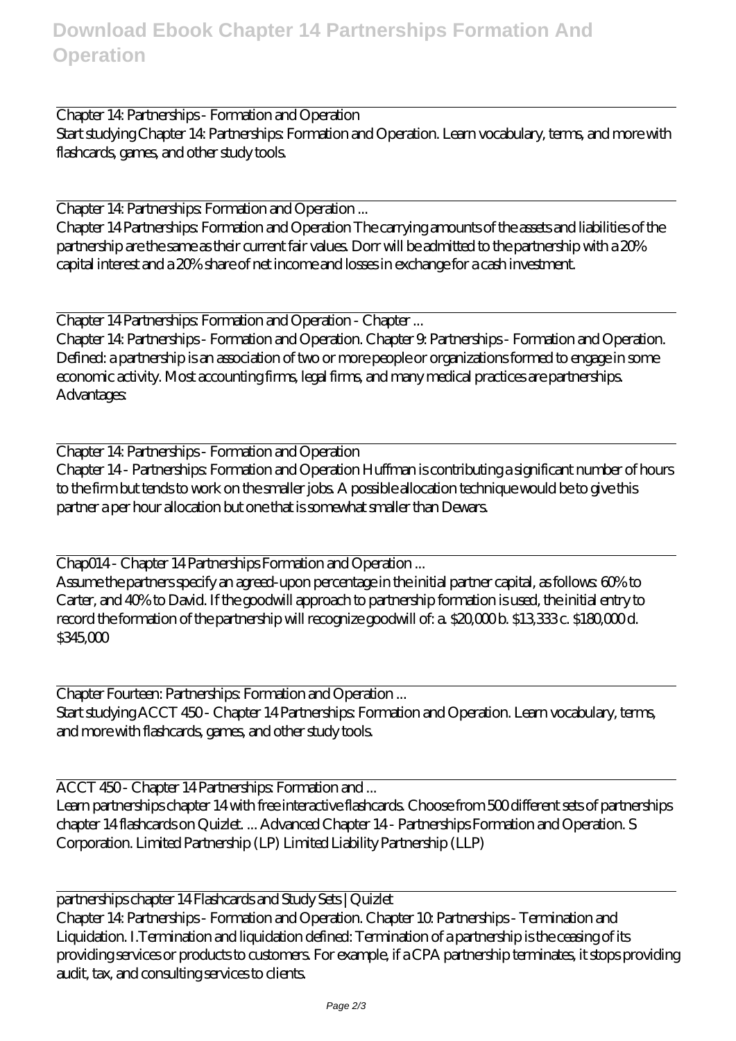Chapter 14: Partnerships - Formation and Operation
Start studying Chapter 14: Partnerships: Formation and Operation. Learn vocabulary, terms, and more with flashcards, games, and other study tools.

Chapter 14: Partnerships: Formation and Operation ...
Chapter 14 Partnerships: Formation and Operation The carrying amounts of the assets and liabilities of the partnership are the same as their current fair values. Dorr will be admitted to the partnership with a 20% capital interest and a 20% share of net income and losses in exchange for a cash investment.

Chapter 14 Partnerships: Formation and Operation - Chapter ...
Chapter 14: Partnerships - Formation and Operation. Chapter 9: Partnerships - Formation and Operation. Defined: a partnership is an association of two or more people or organizations formed to engage in some economic activity. Most accounting firms, legal firms, and many medical practices are partnerships. Advantages:

Chapter 14: Partnerships - Formation and Operation
Chapter 14 - Partnerships: Formation and Operation Huffman is contributing a significant number of hours to the firm but tends to work on the smaller jobs. A possible allocation technique would be to give this partner a per hour allocation but one that is somewhat smaller than Dewars.

Chap014 - Chapter 14 Partnerships Formation and Operation ...
Assume the partners specify an agreed-upon percentage in the initial partner capital, as follows: 60% to Carter, and 40% to David. If the goodwill approach to partnership formation is used, the initial entry to record the formation of the partnership will recognize goodwill of: a. $20,000 b. $13,333 c. $180,000 d. $345,000

Chapter Fourteen: Partnerships: Formation and Operation ...
Start studying ACCT 450 - Chapter 14 Partnerships: Formation and Operation. Learn vocabulary, terms, and more with flashcards, games, and other study tools.

ACCT 450 - Chapter 14 Partnerships: Formation and ...
Learn partnerships chapter 14 with free interactive flashcards. Choose from 500 different sets of partnerships chapter 14 flashcards on Quizlet. ... Advanced Chapter 14 - Partnerships Formation and Operation. S Corporation. Limited Partnership (LP) Limited Liability Partnership (LLP)

partnerships chapter 14 Flashcards and Study Sets | Quizlet
Chapter 14: Partnerships - Formation and Operation. Chapter 10: Partnerships - Termination and Liquidation. I.Termination and liquidation defined: Termination of a partnership is the ceasing of its providing services or products to customers. For example, if a CPA partnership terminates, it stops providing audit, tax, and consulting services to clients.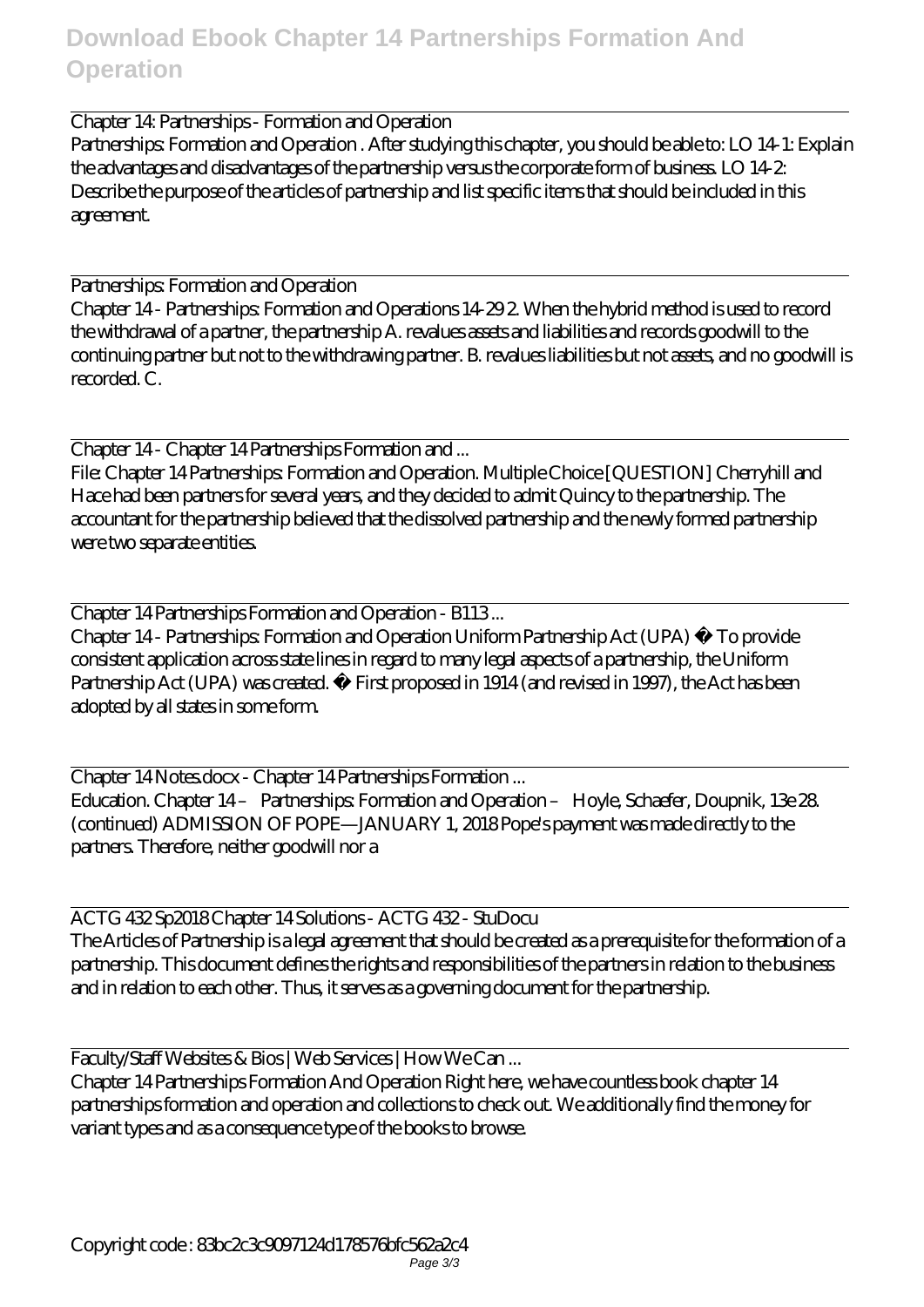Chapter 14: Partnerships - Formation and Operation

Partnerships: Formation and Operation . After studying this chapter, you should be able to: LO 14-1: Explain the advantages and disadvantages of the partnership versus the corporate form of business. LO 14-2: Describe the purpose of the articles of partnership and list specific items that should be included in this agreement.

Partnerships: Formation and Operation

Chapter 14 - Partnerships: Formation and Operations 14-29 2. When the hybrid method is used to record the withdrawal of a partner, the partnership A. revalues assets and liabilities and records goodwill to the continuing partner but not to the withdrawing partner. B. revalues liabilities but not assets, and no goodwill is recorded. C.

Chapter 14 - Chapter 14 Partnerships Formation and ...

File: Chapter 14 Partnerships: Formation and Operation. Multiple Choice [QUESTION] Cherryhill and Hace had been partners for several years, and they decided to admit Quincy to the partnership. The accountant for the partnership believed that the dissolved partnership and the newly formed partnership were two separate entities.

Chapter 14 Partnerships Formation and Operation - B113 ...

Chapter 14 - Partnerships: Formation and Operation Uniform Partnership Act (UPA) • To provide consistent application across state lines in regard to many legal aspects of a partnership, the Uniform Partnership Act (UPA) was created. • First proposed in 1914 (and revised in 1997), the Act has been adopted by all states in some form.

Chapter 14 Notes.docx - Chapter 14 Partnerships Formation ...

Education. Chapter 14 – Partnerships: Formation and Operation – Hoyle, Schaefer, Doupnik, 13e 28. (continued) ADMISSION OF POPE—JANUARY 1, 2018 Pope's payment was made directly to the partners. Therefore, neither goodwill nor a

ACTG 432 Sp2018 Chapter 14 Solutions - ACTG 432 - StuDocu

The Articles of Partnership is a legal agreement that should be created as a prerequisite for the formation of a partnership. This document defines the rights and responsibilities of the partners in relation to the business and in relation to each other. Thus, it serves as a governing document for the partnership.

Faculty/Staff Websites & Bios | Web Services | How We Can ...

Chapter 14 Partnerships Formation And Operation Right here, we have countless book chapter 14 partnerships formation and operation and collections to check out. We additionally find the money for variant types and as a consequence type of the books to browse.

Copyright code : 83bc2c3c9097124d178576bfc562a2c4